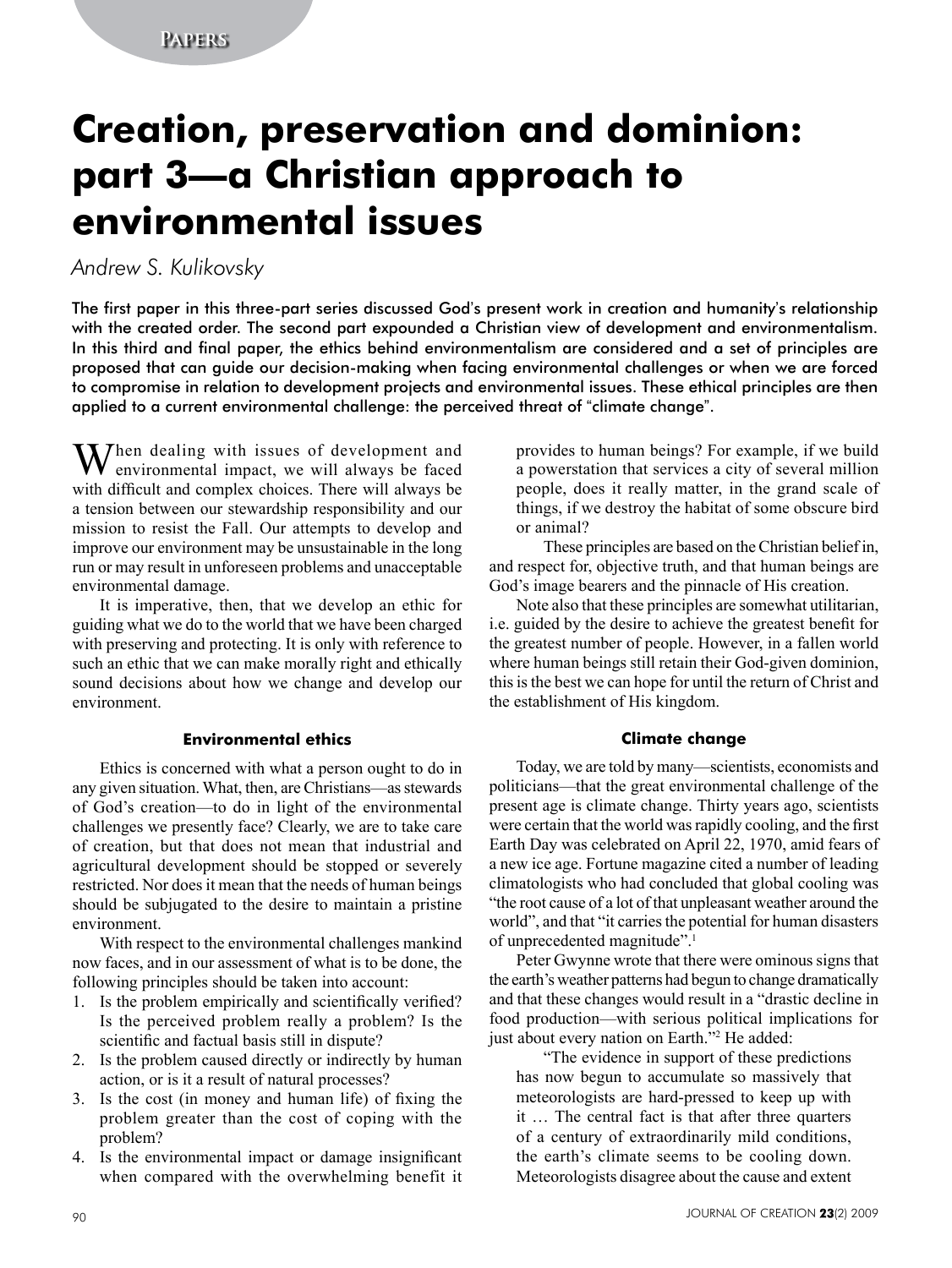# Creation, preservation and dominion: part 3—a Christian approach to environmental issues

*Andrew S. Kulikovsky*

The first paper in this three-part series discussed God's present work in creation and humanity's relationship with the created order. The second part expounded a Christian view of development and environmentalism. In this third and final paper, the ethics behind environmentalism are considered and a set of principles are proposed that can guide our decision-making when facing environmental challenges or when we are forced to compromise in relation to development projects and environmental issues. These ethical principles are then applied to a current environmental challenge: the perceived threat of "climate change".

When dealing with issues of development and environmental impact, we will always be faced with difficult and complex choices. There will always be a tension between our stewardship responsibility and our mission to resist the Fall. Our attempts to develop and improve our environment may be unsustainable in the long run or may result in unforeseen problems and unacceptable environmental damage.

It is imperative, then, that we develop an ethic for guiding what we do to the world that we have been charged with preserving and protecting. It is only with reference to such an ethic that we can make morally right and ethically sound decisions about how we change and develop our environment.

### Environmental ethics

Ethics is concerned with what a person ought to do in any given situation. What, then, are Christians—as stewards of God's creation—to do in light of the environmental challenges we presently face? Clearly, we are to take care of creation, but that does not mean that industrial and agricultural development should be stopped or severely restricted. Nor does it mean that the needs of human beings should be subjugated to the desire to maintain a pristine environment.

With respect to the environmental challenges mankind now faces, and in our assessment of what is to be done, the following principles should be taken into account:

1. Is the problem empirically and scientifically verified? Is the perceived problem really a problem? Is the scientific and factual basis still in dispute?
2. Is the problem caused directly or indirectly by human action, or is it a result of natural processes?
3. Is the cost (in money and human life) of fixing the problem greater than the cost of coping with the problem?
4. Is the environmental impact or damage insignificant when compared with the overwhelming benefit it provides to human beings? For example, if we build a powerstation that services a city of several million people, does it really matter, in the grand scale of things, if we destroy the habitat of some obscure bird or animal?

These principles are based on the Christian belief in, and respect for, objective truth, and that human beings are God's image bearers and the pinnacle of His creation.

Note also that these principles are somewhat utilitarian, i.e. guided by the desire to achieve the greatest benefit for the greatest number of people. However, in a fallen world where human beings still retain their God-given dominion, this is the best we can hope for until the return of Christ and the establishment of His kingdom.

### Climate change

Today, we are told by many—scientists, economists and politicians—that the great environmental challenge of the present age is climate change. Thirty years ago, scientists were certain that the world was rapidly cooling, and the first Earth Day was celebrated on April 22, 1970, amid fears of a new ice age. Fortune magazine cited a number of leading climatologists who had concluded that global cooling was "the root cause of a lot of that unpleasant weather around the world", and that "it carries the potential for human disasters of unprecedented magnitude".[1]

Peter Gwynne wrote that there were ominous signs that the earth's weather patterns had begun to change dramatically and that these changes would result in a "drastic decline in food production—with serious political implications for just about every nation on Earth."[2] He added:

> "The evidence in support of these predictions has now begun to accumulate so massively that meteorologists are hard-pressed to keep up with it … The central fact is that after three quarters of a century of extraordinarily mild conditions, the earth's climate seems to be cooling down. Meteorologists disagree about the cause and extent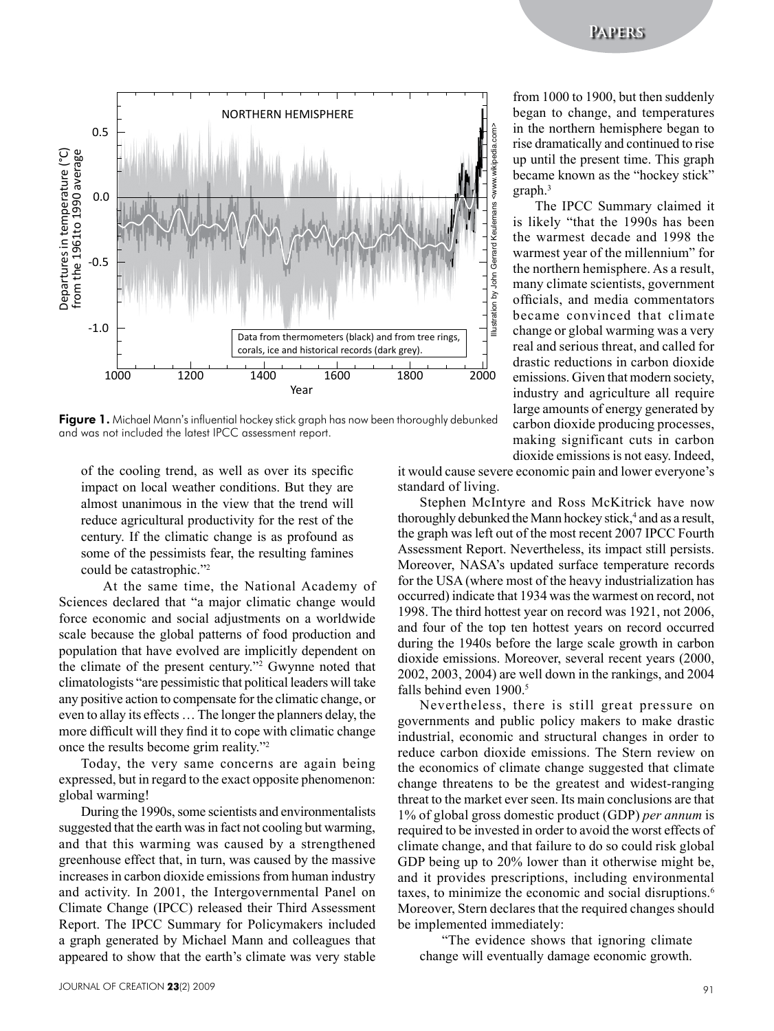**Figure 1.** Michael Mann's influential hockey stick graph has now been thoroughly debunked and was not included the latest IPCC assessment report.

of the cooling trend, as well as over its specific impact on local weather conditions. But they are almost unanimous in the view that the trend will reduce agricultural productivity for the rest of the century. If the climatic change is as profound as some of the pessimists fear, the resulting famines could be catastrophic."[2]

At the same time, the National Academy of Sciences declared that "a major climatic change would force economic and social adjustments on a worldwide scale because the global patterns of food production and population that have evolved are implicitly dependent on the climate of the present century."[2] Gwynne noted that climatologists "are pessimistic that political leaders will take any positive action to compensate for the climatic change, or even to allay its effects … The longer the planners delay, the more difficult will they find it to cope with climatic change once the results become grim reality."[2]

Today, the very same concerns are again being expressed, but in regard to the exact opposite phenomenon: global warming!

During the 1990s, some scientists and environmentalists suggested that the earth was in fact not cooling but warming, and that this warming was caused by a strengthened greenhouse effect that, in turn, was caused by the massive increases in carbon dioxide emissions from human industry and activity. In 2001, the Intergovernmental Panel on Climate Change (IPCC) released their Third Assessment Report. The IPCC Summary for Policymakers included a graph generated by Michael Mann and colleagues that appeared to show that the earth's climate was very stable from 1000 to 1900, but then suddenly began to change, and temperatures in the northern hemisphere began to rise dramatically and continued to rise up until the present time. This graph became known as the "hockey stick" graph.[3]

The IPCC Summary claimed it is likely "that the 1990s has been the warmest decade and 1998 the warmest year of the millennium" for the northern hemisphere. As a result, many climate scientists, government officials, and media commentators became convinced that climate change or global warming was a very real and serious threat, and called for drastic reductions in carbon dioxide emissions. Given that modern society, industry and agriculture all require large amounts of energy generated by carbon dioxide producing processes, making significant cuts in carbon dioxide emissions is not easy. Indeed, it would cause severe economic pain and lower everyone's standard of living.

Stephen McIntyre and Ross McKitrick have now thoroughly debunked the Mann hockey stick,[4] and as a result, the graph was left out of the most recent 2007 IPCC Fourth Assessment Report. Nevertheless, its impact still persists. Moreover, NASA's updated surface temperature records for the USA (where most of the heavy industrialization has occurred) indicate that 1934 was the warmest on record, not 1998. The third hottest year on record was 1921, not 2006, and four of the top ten hottest years on record occurred during the 1940s before the large scale growth in carbon dioxide emissions. Moreover, several recent years (2000, 2002, 2003, 2004) are well down in the rankings, and 2004 falls behind even 1900.[5]

Nevertheless, there is still great pressure on governments and public policy makers to make drastic industrial, economic and structural changes in order to reduce carbon dioxide emissions. The Stern review on the economics of climate change suggested that climate change threatens to be the greatest and widest-ranging threat to the market ever seen. Its main conclusions are that 1% of global gross domestic product (GDP) *per annum* is required to be invested in order to avoid the worst effects of climate change, and that failure to do so could risk global GDP being up to 20% lower than it otherwise might be, and it provides prescriptions, including environmental taxes, to minimize the economic and social disruptions.[6] Moreover, Stern declares that the required changes should be implemented immediately:

"The evidence shows that ignoring climate change will eventually damage economic growth.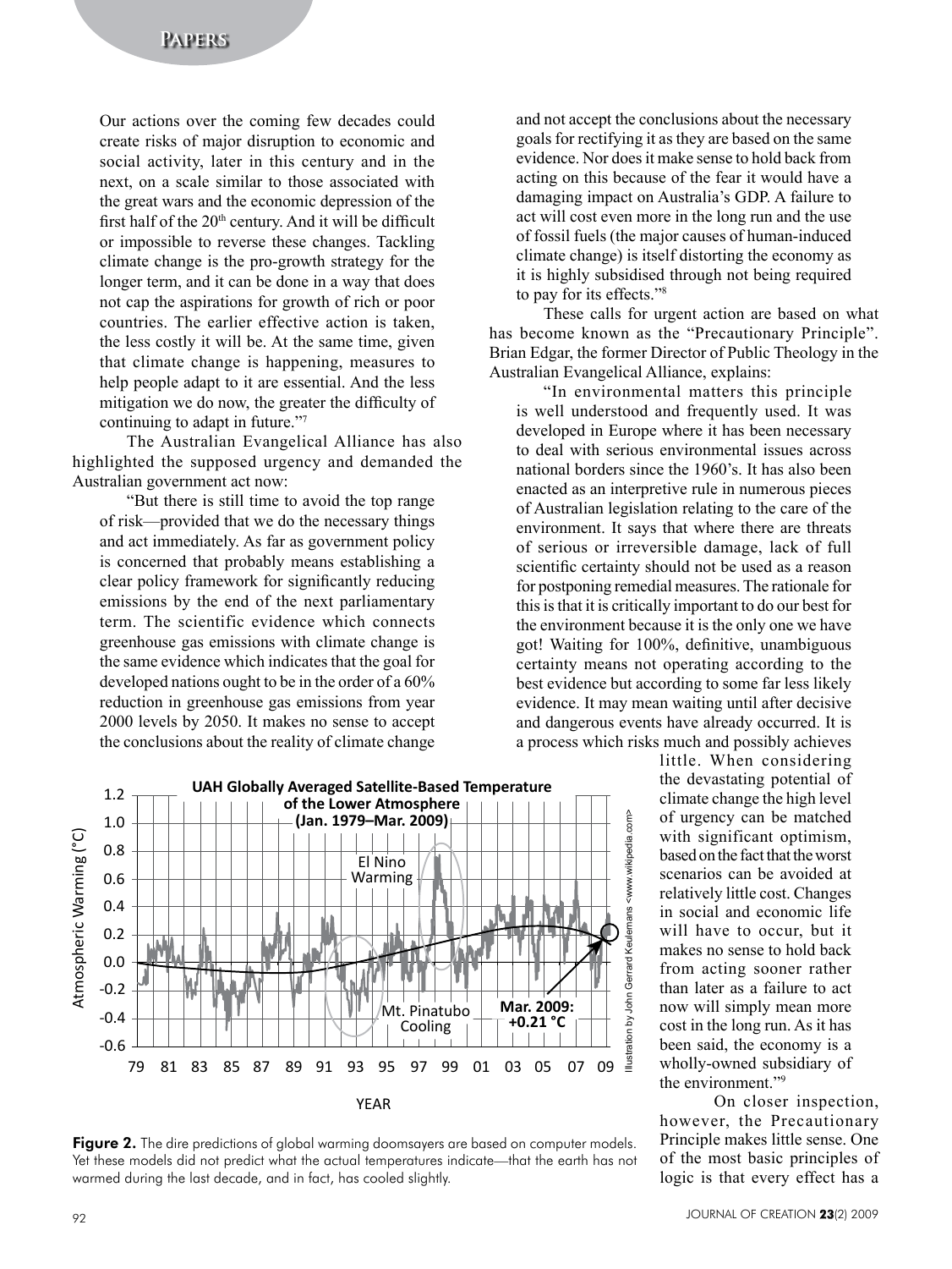Our actions over the coming few decades could create risks of major disruption to economic and social activity, later in this century and in the next, on a scale similar to those associated with the great wars and the economic depression of the first half of the 20th century. And it will be difficult or impossible to reverse these changes. Tackling climate change is the pro-growth strategy for the longer term, and it can be done in a way that does not cap the aspirations for growth of rich or poor countries. The earlier effective action is taken, the less costly it will be. At the same time, given that climate change is happening, measures to help people adapt to it are essential. And the less mitigation we do now, the greater the difficulty of continuing to adapt in future."[7]

The Australian Evangelical Alliance has also highlighted the supposed urgency and demanded the Australian government act now:

"But there is still time to avoid the top range of risk—provided that we do the necessary things and act immediately. As far as government policy is concerned that probably means establishing a clear policy framework for significantly reducing emissions by the end of the next parliamentary term. The scientific evidence which connects greenhouse gas emissions with climate change is the same evidence which indicates that the goal for developed nations ought to be in the order of a 60% reduction in greenhouse gas emissions from year 2000 levels by 2050. It makes no sense to accept the conclusions about the reality of climate change and not accept the conclusions about the necessary goals for rectifying it as they are based on the same evidence. Nor does it make sense to hold back from acting on this because of the fear it would have a damaging impact on Australia's GDP. A failure to act will cost even more in the long run and the use of fossil fuels (the major causes of human-induced climate change) is itself distorting the economy as it is highly subsidised through not being required to pay for its effects."[8]

These calls for urgent action are based on what has become known as the "Precautionary Principle". Brian Edgar, the former Director of Public Theology in the Australian Evangelical Alliance, explains:

"In environmental matters this principle is well understood and frequently used. It was developed in Europe where it has been necessary to deal with serious environmental issues across national borders since the 1960's. It has also been enacted as an interpretive rule in numerous pieces of Australian legislation relating to the care of the environment. It says that where there are threats of serious or irreversible damage, lack of full scientific certainty should not be used as a reason for postponing remedial measures. The rationale for this is that it is critically important to do our best for the environment because it is the only one we have got! Waiting for 100%, definitive, unambiguous certainty means not operating according to the best evidence but according to some far less likely evidence. It may mean waiting until after decisive and dangerous events have already occurred. It is a process which risks much and possibly achieves little. When considering the devastating potential of climate change the high level of urgency can be matched with significant optimism, based on the fact that the worst scenarios can be avoided at relatively little cost. Changes in social and economic life will have to occur, but it makes no sense to hold back from acting sooner rather than later as a failure to act now will simply mean more cost in the long run. As it has been said, the economy is a wholly-owned subsidiary of the environment."[9]

On closer inspection, however, the Precautionary Principle makes little sense. One of the most basic principles of logic is that every effect has a

**Figure 2.** The dire predictions of global warming doomsayers are based on computer models. Yet these models did not predict what the actual temperatures indicate—that the earth has not warmed during the last decade, and in fact, has cooled slightly.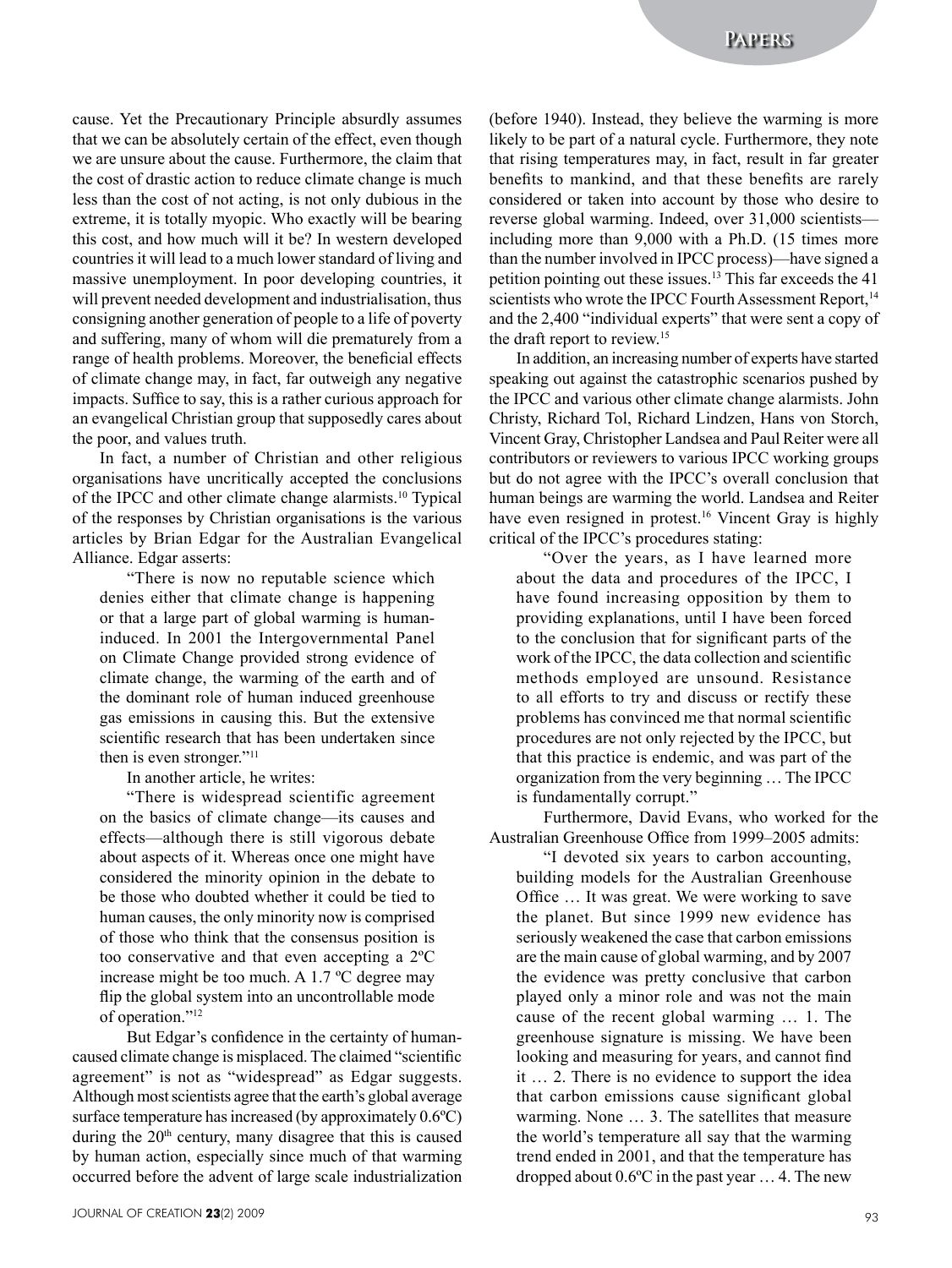cause. Yet the Precautionary Principle absurdly assumes that we can be absolutely certain of the effect, even though we are unsure about the cause. Furthermore, the claim that the cost of drastic action to reduce climate change is much less than the cost of not acting, is not only dubious in the extreme, it is totally myopic. Who exactly will be bearing this cost, and how much will it be? In western developed countries it will lead to a much lower standard of living and massive unemployment. In poor developing countries, it will prevent needed development and industrialisation, thus consigning another generation of people to a life of poverty and suffering, many of whom will die prematurely from a range of health problems. Moreover, the beneficial effects of climate change may, in fact, far outweigh any negative impacts. Suffice to say, this is a rather curious approach for an evangelical Christian group that supposedly cares about the poor, and values truth.

In fact, a number of Christian and other religious organisations have uncritically accepted the conclusions of the IPCC and other climate change alarmists.[10] Typical of the responses by Christian organisations is the various articles by Brian Edgar for the Australian Evangelical Alliance. Edgar asserts:

> "There is now no reputable science which denies either that climate change is happening or that a large part of global warming is human-induced. In 2001 the Intergovernmental Panel on Climate Change provided strong evidence of climate change, the warming of the earth and of the dominant role of human induced greenhouse gas emissions in causing this. But the extensive scientific research that has been undertaken since then is even stronger."[11]

In another article, he writes:

> "There is widespread scientific agreement on the basics of climate change—its causes and effects—although there is still vigorous debate about aspects of it. Whereas once one might have considered the minority opinion in the debate to be those who doubted whether it could be tied to human causes, the only minority now is comprised of those who think that the consensus position is too conservative and that even accepting a 2ºC increase might be too much. A 1.7 ºC degree may flip the global system into an uncontrollable mode of operation."[12]

But Edgar's confidence in the certainty of human-caused climate change is misplaced. The claimed "scientific agreement" is not as "widespread" as Edgar suggests. Although most scientists agree that the earth's global average surface temperature has increased (by approximately 0.6ºC) during the 20th century, many disagree that this is caused by human action, especially since much of that warming occurred before the advent of large scale industrialization (before 1940). Instead, they believe the warming is more likely to be part of a natural cycle. Furthermore, they note that rising temperatures may, in fact, result in far greater benefits to mankind, and that these benefits are rarely considered or taken into account by those who desire to reverse global warming. Indeed, over 31,000 scientists—including more than 9,000 with a Ph.D. (15 times more than the number involved in IPCC process)—have signed a petition pointing out these issues.[13] This far exceeds the 41 scientists who wrote the IPCC Fourth Assessment Report,[14] and the 2,400 "individual experts" that were sent a copy of the draft report to review.[15]

In addition, an increasing number of experts have started speaking out against the catastrophic scenarios pushed by the IPCC and various other climate change alarmists. John Christy, Richard Tol, Richard Lindzen, Hans von Storch, Vincent Gray, Christopher Landsea and Paul Reiter were all contributors or reviewers to various IPCC working groups but do not agree with the IPCC's overall conclusion that human beings are warming the world. Landsea and Reiter have even resigned in protest.[16] Vincent Gray is highly critical of the IPCC's procedures stating:

> "Over the years, as I have learned more about the data and procedures of the IPCC, I have found increasing opposition by them to providing explanations, until I have been forced to the conclusion that for significant parts of the work of the IPCC, the data collection and scientific methods employed are unsound. Resistance to all efforts to try and discuss or rectify these problems has convinced me that normal scientific procedures are not only rejected by the IPCC, but that this practice is endemic, and was part of the organization from the very beginning … The IPCC is fundamentally corrupt."

Furthermore, David Evans, who worked for the Australian Greenhouse Office from 1999–2005 admits:

> "I devoted six years to carbon accounting, building models for the Australian Greenhouse Office … It was great. We were working to save the planet. But since 1999 new evidence has seriously weakened the case that carbon emissions are the main cause of global warming, and by 2007 the evidence was pretty conclusive that carbon played only a minor role and was not the main cause of the recent global warming … 1. The greenhouse signature is missing. We have been looking and measuring for years, and cannot find it … 2. There is no evidence to support the idea that carbon emissions cause significant global warming. None … 3. The satellites that measure the world's temperature all say that the warming trend ended in 2001, and that the temperature has dropped about 0.6ºC in the past year … 4. The new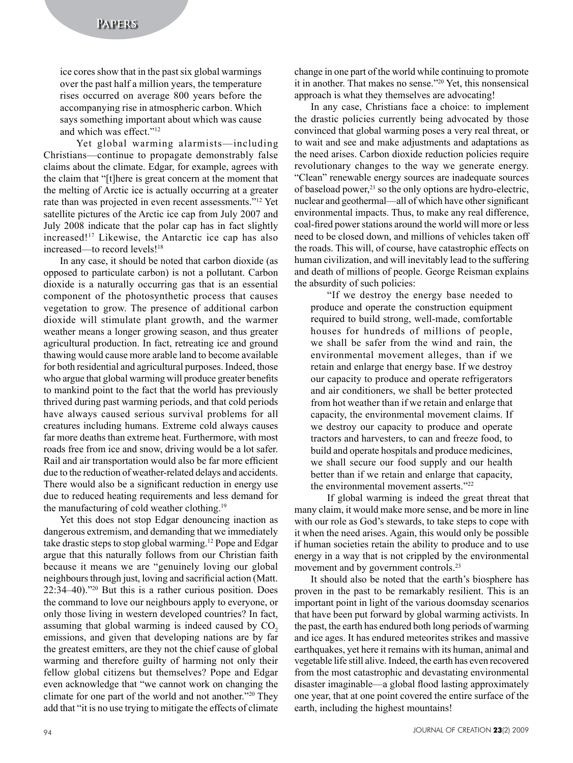ice cores show that in the past six global warmings over the past half a million years, the temperature rises occurred on average 800 years before the accompanying rise in atmospheric carbon. Which says something important about which was cause and which was effect."[12]

Yet global warming alarmists—including Christians—continue to propagate demonstrably false claims about the climate. Edgar, for example, agrees with the claim that "[t]here is great concern at the moment that the melting of Arctic ice is actually occurring at a greater rate than was projected in even recent assessments."[12] Yet satellite pictures of the Arctic ice cap from July 2007 and July 2008 indicate that the polar cap has in fact slightly increased![17] Likewise, the Antarctic ice cap has also increased—to record levels![18]

In any case, it should be noted that carbon dioxide (as opposed to particulate carbon) is not a pollutant. Carbon dioxide is a naturally occurring gas that is an essential component of the photosynthetic process that causes vegetation to grow. The presence of additional carbon dioxide will stimulate plant growth, and the warmer weather means a longer growing season, and thus greater agricultural production. In fact, retreating ice and ground thawing would cause more arable land to become available for both residential and agricultural purposes. Indeed, those who argue that global warming will produce greater benefits to mankind point to the fact that the world has previously thrived during past warming periods, and that cold periods have always caused serious survival problems for all creatures including humans. Extreme cold always causes far more deaths than extreme heat. Furthermore, with most roads free from ice and snow, driving would be a lot safer. Rail and air transportation would also be far more efficient due to the reduction of weather-related delays and accidents. There would also be a significant reduction in energy use due to reduced heating requirements and less demand for the manufacturing of cold weather clothing.[19]

Yet this does not stop Edgar denouncing inaction as dangerous extremism, and demanding that we immediately take drastic steps to stop global warming.[12] Pope and Edgar argue that this naturally follows from our Christian faith because it means we are "genuinely loving our global neighbours through just, loving and sacrificial action (Matt. 22:34–40)."[20] But this is a rather curious position. Does the command to love our neighbours apply to everyone, or only those living in western developed countries? In fact, assuming that global warming is indeed caused by $CO_2$ emissions, and given that developing nations are by far the greatest emitters, are they not the chief cause of global warming and therefore guilty of harming not only their fellow global citizens but themselves? Pope and Edgar even acknowledge that "we cannot work on changing the climate for one part of the world and not another."[20] They add that "it is no use trying to mitigate the effects of climate change in one part of the world while continuing to promote it in another. That makes no sense."[20] Yet, this nonsensical approach is what they themselves are advocating!

In any case, Christians face a choice: to implement the drastic policies currently being advocated by those convinced that global warming poses a very real threat, or to wait and see and make adjustments and adaptations as the need arises. Carbon dioxide reduction policies require revolutionary changes to the way we generate energy. "Clean" renewable energy sources are inadequate sources of baseload power,[21] so the only options are hydro-electric, nuclear and geothermal—all of which have other significant environmental impacts. Thus, to make any real difference, coal-fired power stations around the world will more or less need to be closed down, and millions of vehicles taken off the roads. This will, of course, have catastrophic effects on human civilization, and will inevitably lead to the suffering and death of millions of people. George Reisman explains the absurdity of such policies:

> "If we destroy the energy base needed to produce and operate the construction equipment required to build strong, well-made, comfortable houses for hundreds of millions of people, we shall be safer from the wind and rain, the environmental movement alleges, than if we retain and enlarge that energy base. If we destroy our capacity to produce and operate refrigerators and air conditioners, we shall be better protected from hot weather than if we retain and enlarge that capacity, the environmental movement claims. If we destroy our capacity to produce and operate tractors and harvesters, to can and freeze food, to build and operate hospitals and produce medicines, we shall secure our food supply and our health better than if we retain and enlarge that capacity, the environmental movement asserts."[22]

If global warming is indeed the great threat that many claim, it would make more sense, and be more in line with our role as God's stewards, to take steps to cope with it when the need arises. Again, this would only be possible if human societies retain the ability to produce and to use energy in a way that is not crippled by the environmental movement and by government controls.[23]

It should also be noted that the earth's biosphere has proven in the past to be remarkably resilient. This is an important point in light of the various doomsday scenarios that have been put forward by global warming activists. In the past, the earth has endured both long periods of warming and ice ages. It has endured meteorites strikes and massive earthquakes, yet here it remains with its human, animal and vegetable life still alive. Indeed, the earth has even recovered from the most catastrophic and devastating environmental disaster imaginable—a global flood lasting approximately one year, that at one point covered the entire surface of the earth, including the highest mountains!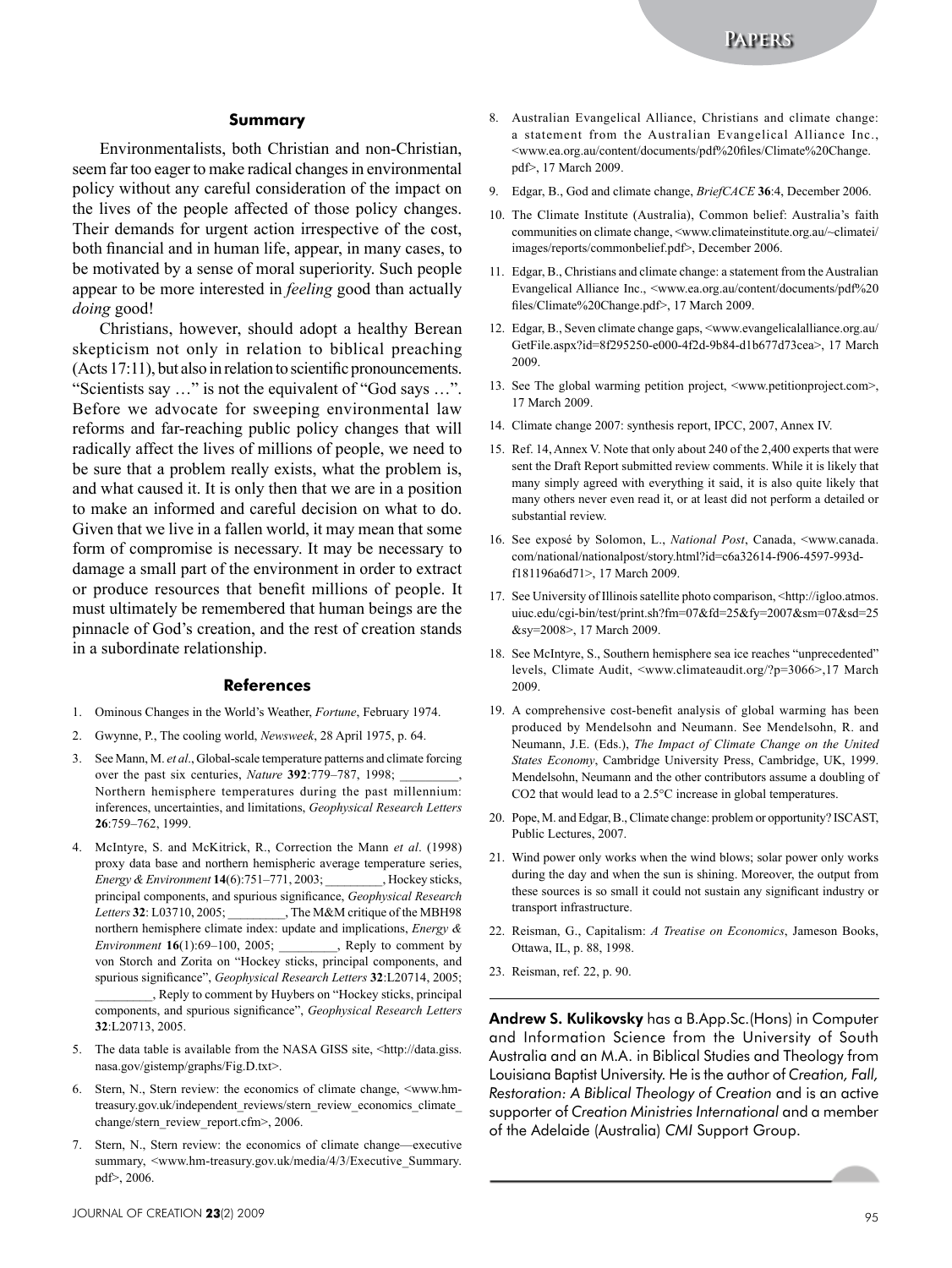### Summary

Environmentalists, both Christian and non-Christian, seem far too eager to make radical changes in environmental policy without any careful consideration of the impact on the lives of the people affected of those policy changes. Their demands for urgent action irrespective of the cost, both financial and in human life, appear, in many cases, to be motivated by a sense of moral superiority. Such people appear to be more interested in *feeling* good than actually *doing* good!

Christians, however, should adopt a healthy Berean skepticism not only in relation to biblical preaching (Acts 17:11), but also in relation to scientific pronouncements. "Scientists say …" is not the equivalent of "God says …". Before we advocate for sweeping environmental law reforms and far-reaching public policy changes that will radically affect the lives of millions of people, we need to be sure that a problem really exists, what the problem is, and what caused it. It is only then that we are in a position to make an informed and careful decision on what to do. Given that we live in a fallen world, it may mean that some form of compromise is necessary. It may be necessary to damage a small part of the environment in order to extract or produce resources that benefit millions of people. It must ultimately be remembered that human beings are the pinnacle of God's creation, and the rest of creation stands in a subordinate relationship.

### References

1. Ominous Changes in the World's Weather, *Fortune*, February 1974.
2. Gwynne, P., The cooling world, *Newsweek*, 28 April 1975, p. 64.
3. See Mann, M. *et al*., Global-scale temperature patterns and climate forcing over the past six centuries, *Nature* **392**:779–787, 1998; _________, Northern hemisphere temperatures during the past millennium: inferences, uncertainties, and limitations, *Geophysical Research Letters* **26**:759–762, 1999.
4. McIntyre, S. and McKitrick, R., Correction the Mann *et al*. (1998) proxy data base and northern hemispheric average temperature series, *Energy & Environment* **14**(6):751–771, 2003; _________, Hockey sticks, principal components, and spurious significance, *Geophysical Research Letters* **32**: L03710, 2005; _________, The M&M critique of the MBH98 northern hemisphere climate index: update and implications, *Energy & Environment* **16**(1):69–100, 2005; _________, Reply to comment by von Storch and Zorita on "Hockey sticks, principal components, and spurious significance", *Geophysical Research Letters* **32**:L20714, 2005; _________, Reply to comment by Huybers on "Hockey sticks, principal components, and spurious significance", *Geophysical Research Letters* **32**:L20713, 2005.
5. The data table is available from the NASA GISS site, <http://data.giss.nasa.gov/gistemp/graphs/Fig.D.txt>.
6. Stern, N., Stern review: the economics of climate change, <www.hm-treasury.gov.uk/independent_reviews/stern_review_economics_climate_change/stern_review_report.cfm>, 2006.
7. Stern, N., Stern review: the economics of climate change—executive summary, <www.hm-treasury.gov.uk/media/4/3/Executive_Summary.pdf>, 2006.
8. Australian Evangelical Alliance, Christians and climate change: a statement from the Australian Evangelical Alliance Inc., <www.ea.org.au/content/documents/pdf%20files/Climate%20Change.pdf>, 17 March 2009.
9. Edgar, B., God and climate change, *BriefCACE* **36**:4, December 2006.
10. The Climate Institute (Australia), Common belief: Australia's faith communities on climate change, <www.climateinstitute.org.au/~climatei/images/reports/commonbelief.pdf>, December 2006.
11. Edgar, B., Christians and climate change: a statement from the Australian Evangelical Alliance Inc., <www.ea.org.au/content/documents/pdf%20files/Climate%20Change.pdf>, 17 March 2009.
12. Edgar, B., Seven climate change gaps, <www.evangelicalalliance.org.au/GetFile.aspx?id=8f295250-e000-4f2d-9b84-d1b677d73cea>, 17 March 2009.
13. See The global warming petition project, <www.petitionproject.com>, 17 March 2009.
14. Climate change 2007: synthesis report, IPCC, 2007, Annex IV.
15. Ref. 14, Annex V. Note that only about 240 of the 2,400 experts that were sent the Draft Report submitted review comments. While it is likely that many simply agreed with everything it said, it is also quite likely that many others never even read it, or at least did not perform a detailed or substantial review.
16. See exposé by Solomon, L., *National Post*, Canada, <www.canada.com/national/nationalpost/story.html?id=c6a32614-f906-4597-993d-f181196a6d71>, 17 March 2009.
17. See University of Illinois satellite photo comparison, <http://igloo.atmos.uiuc.edu/cgi-bin/test/print.sh?fm=07&fd=25&fy=2007&sm=07&sd=25&sy=2008>, 17 March 2009.
18. See McIntyre, S., Southern hemisphere sea ice reaches "unprecedented" levels, Climate Audit, <www.climateaudit.org/?p=3066>,17 March 2009.
19. A comprehensive cost-benefit analysis of global warming has been produced by Mendelsohn and Neumann. See Mendelsohn, R. and Neumann, J.E. (Eds.), *The Impact of Climate Change on the United States Economy*, Cambridge University Press, Cambridge, UK, 1999. Mendelsohn, Neumann and the other contributors assume a doubling of $CO_2$ that would lead to a 2.5°C increase in global temperatures.
20. Pope, M. and Edgar, B., Climate change: problem or opportunity? ISCAST, Public Lectures, 2007.
21. Wind power only works when the wind blows; solar power only works during the day and when the sun is shining. Moreover, the output from these sources is so small it could not sustain any significant industry or transport infrastructure.
22. Reisman, G., Capitalism: *A Treatise on Economics*, Jameson Books, Ottawa, IL, p. 88, 1998.
23. Reisman, ref. 22, p. 90.

**Andrew S. Kulikovsky** has a B.App.Sc.(Hons) in Computer and Information Science from the University of South Australia and an M.A. in Biblical Studies and Theology from Louisiana Baptist University. He is the author of *Creation, Fall, Restoration: A Biblical Theology of Creation* and is an active supporter of *Creation Ministries International* and a member of the Adelaide (Australia) *CMI* Support Group.